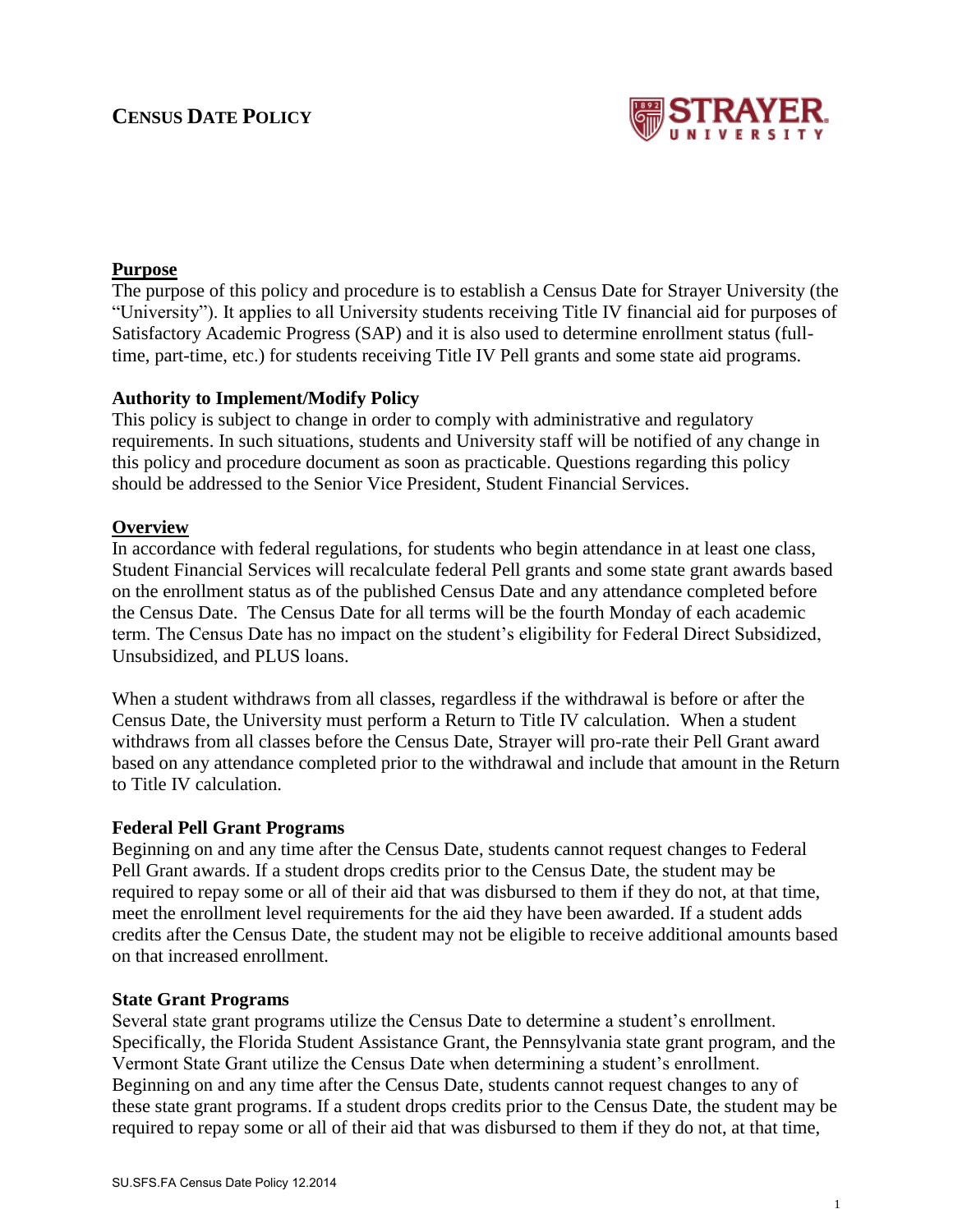# Census Date Policy

## Purpose

The purpose of this policy and procedure is to establish a Census Date for Strayer University (the "University"). It applies to all University students receiving Title IV financial aid for purposes of Satisfactory Academic Progress (SAP) and it is also used to determine enrollment status (full-time, part-time, etc.) for students receiving Title IV Pell grants and some state aid programs.

### Authority to Implement/Modify Policy

This policy is subject to change in order to comply with administrative and regulatory requirements. In such situations, students and University staff will be notified of any change in this policy and procedure document as soon as practicable. Questions regarding this policy should be addressed to the Senior Vice President, Student Financial Services.

## Overview

In accordance with federal regulations, for students who begin attendance in at least one class, Student Financial Services will recalculate federal Pell grants and some state grant awards based on the enrollment status as of the published Census Date and any attendance completed before the Census Date. The Census Date for all terms will be the fourth Monday of each academic term. The Census Date has no impact on the student's eligibility for Federal Direct Subsidized, Unsubsidized, and PLUS loans.

When a student withdraws from all classes, regardless if the withdrawal is before or after the Census Date, the University must perform a Return to Title IV calculation. When a student withdraws from all classes before the Census Date, Strayer will pro-rate their Pell Grant award based on any attendance completed prior to the withdrawal and include that amount in the Return to Title IV calculation.

### Federal Pell Grant Programs

Beginning on and any time after the Census Date, students cannot request changes to Federal Pell Grant awards. If a student drops credits prior to the Census Date, the student may be required to repay some or all of their aid that was disbursed to them if they do not, at that time, meet the enrollment level requirements for the aid they have been awarded. If a student adds credits after the Census Date, the student may not be eligible to receive additional amounts based on that increased enrollment.

### State Grant Programs

Several state grant programs utilize the Census Date to determine a student's enrollment. Specifically, the Florida Student Assistance Grant, the Pennsylvania state grant program, and the Vermont State Grant utilize the Census Date when determining a student's enrollment. Beginning on and any time after the Census Date, students cannot request changes to any of these state grant programs. If a student drops credits prior to the Census Date, the student may be required to repay some or all of their aid that was disbursed to them if they do not, at that time,

SU.SFS.FA Census Date Policy 12.2014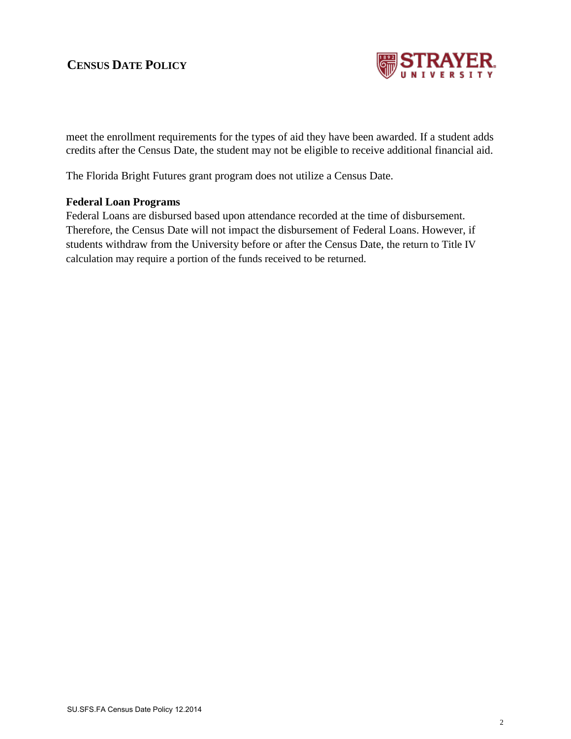meet the enrollment requirements for the types of aid they have been awarded. If a student adds credits after the Census Date, the student may not be eligible to receive additional financial aid.

The Florida Bright Futures grant program does not utilize a Census Date.

**Federal Loan Programs**
Federal Loans are disbursed based upon attendance recorded at the time of disbursement. Therefore, the Census Date will not impact the disbursement of Federal Loans. However, if students withdraw from the University before or after the Census Date, the return to Title IV calculation may require a portion of the funds received to be returned.